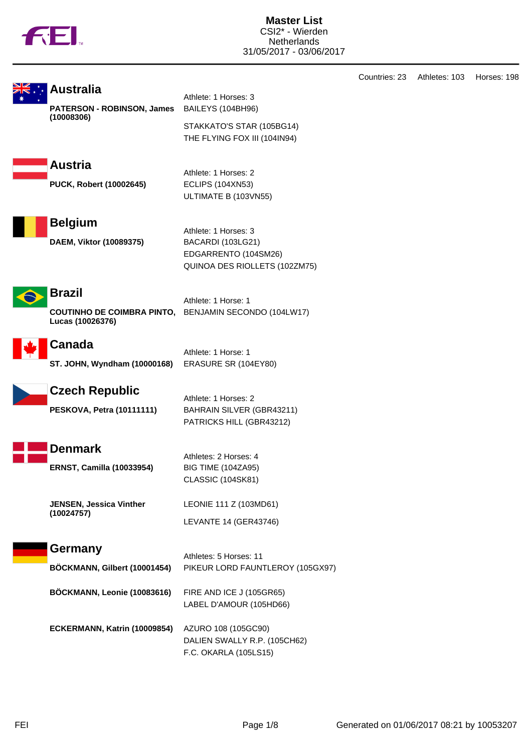# Master List

CSI2* - Wierden
Netherlands
31/05/2017 - 03/06/2017

Countries: 23 Athletes: 103 Horses: 198

## Australia

Athlete: 1 Horses: 3

**PATERSON - ROBINSON, James (10008306)**
- BAILEYS (104BH96)
- STAKKATO'S STAR (105BG14)
- THE FLYING FOX III (104IN94)

## Austria

Athlete: 1 Horses: 2

**PUCK, Robert (10002645)**
- ECLIPS (104XN53)
- ULTIMATE B (103VN55)

## Belgium

Athlete: 1 Horses: 3

**DAEM, Viktor (10089375)**
- BACARDI (103LG21)
- EDGARRENTO (104SM26)
- QUINOA DES RIOLLETS (102ZM75)

## Brazil

Athlete: 1 Horse: 1

**COUTINHO DE COIMBRA PINTO, Lucas (10026376)**
- BENJAMIN SECONDO (104LW17)

## Canada

Athlete: 1 Horse: 1

**ST. JOHN, Wyndham (10000168)**
- ERASURE SR (104EY80)

## Czech Republic

Athlete: 1 Horses: 2

**PESKOVA, Petra (10111111)**
- BAHRAIN SILVER (GBR43211)
- PATRICKS HILL (GBR43212)

## Denmark

Athletes: 2 Horses: 4

**ERNST, Camilla (10033954)**
- BIG TIME (104ZA95)
- CLASSIC (104SK81)

**JENSEN, Jessica Vinther (10024757)**
- LEONIE 111 Z (103MD61)
- LEVANTE 14 (GER43746)

## Germany

Athletes: 5 Horses: 11

**BÖCKMANN, Gilbert (10001454)**
- PIKEUR LORD FAUNTLEROY (105GX97)

**BÖCKMANN, Leonie (10083616)**
- FIRE AND ICE J (105GR65)
- LABEL D'AMOUR (105HD66)

**ECKERMANN, Katrin (10009854)**
- AZURO 108 (105GC90)
- DALIEN SWALLY R.P. (105CH62)
- F.C. OKARLA (105LS15)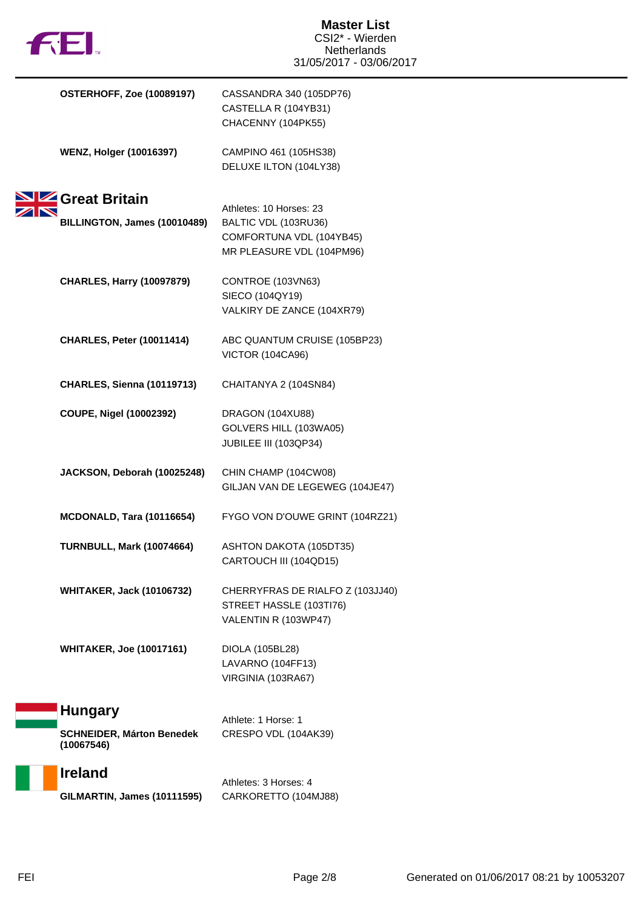| Athlete | Horses |
|---|---|
| **OSTERHOFF, Zoe (10089197)** | CASSANDRA 340 (105DP76)<br>CASTELLA R (104YB31)<br>CHACENNY (104PK55) |
| **WENZ, Holger (10016397)** | CAMPINO 461 (105HS38)<br>DELUXE ILTON (104LY38) |

## Great Britain

Athletes: 10 Horses: 23

| Athlete | Horses |
|---|---|
| **BILLINGTON, James (10010489)** | BALTIC VDL (103RU36)<br>COMFORTUNA VDL (104YB45)<br>MR PLEASURE VDL (104PM96) |
| **CHARLES, Harry (10097879)** | CONTROE (103VN63)<br>SIECO (104QY19)<br>VALKIRY DE ZANCE (104XR79) |
| **CHARLES, Peter (10011414)** | ABC QUANTUM CRUISE (105BP23)<br>VICTOR (104CA96) |
| **CHARLES, Sienna (10119713)** | CHAITANYA 2 (104SN84) |
| **COUPE, Nigel (10002392)** | DRAGON (104XU88)<br>GOLVERS HILL (103WA05)<br>JUBILEE III (103QP34) |
| **JACKSON, Deborah (10025248)** | CHIN CHAMP (104CW08)<br>GILJAN VAN DE LEGEWEG (104JE47) |
| **MCDONALD, Tara (10116654)** | FYGO VON D'OUWE GRINT (104RZ21) |
| **TURNBULL, Mark (10074664)** | ASHTON DAKOTA (105DT35)<br>CARTOUCH III (104QD15) |
| **WHITAKER, Jack (10106732)** | CHERRYFRAS DE RIALFO Z (103JJ40)<br>STREET HASSLE (103TI76)<br>VALENTIN R (103WP47) |
| **WHITAKER, Joe (10017161)** | DIOLA (105BL28)<br>LAVARNO (104FF13)<br>VIRGINIA (103RA67) |

## Hungary

Athlete: 1 Horse: 1

| Athlete | Horses |
|---|---|
| **SCHNEIDER, Márton Benedek (10067546)** | CRESPO VDL (104AK39) |

## Ireland

Athletes: 3 Horses: 4

| Athlete | Horses |
|---|---|
| **GILMARTIN, James (10111595)** | CARKORETTO (104MJ88) |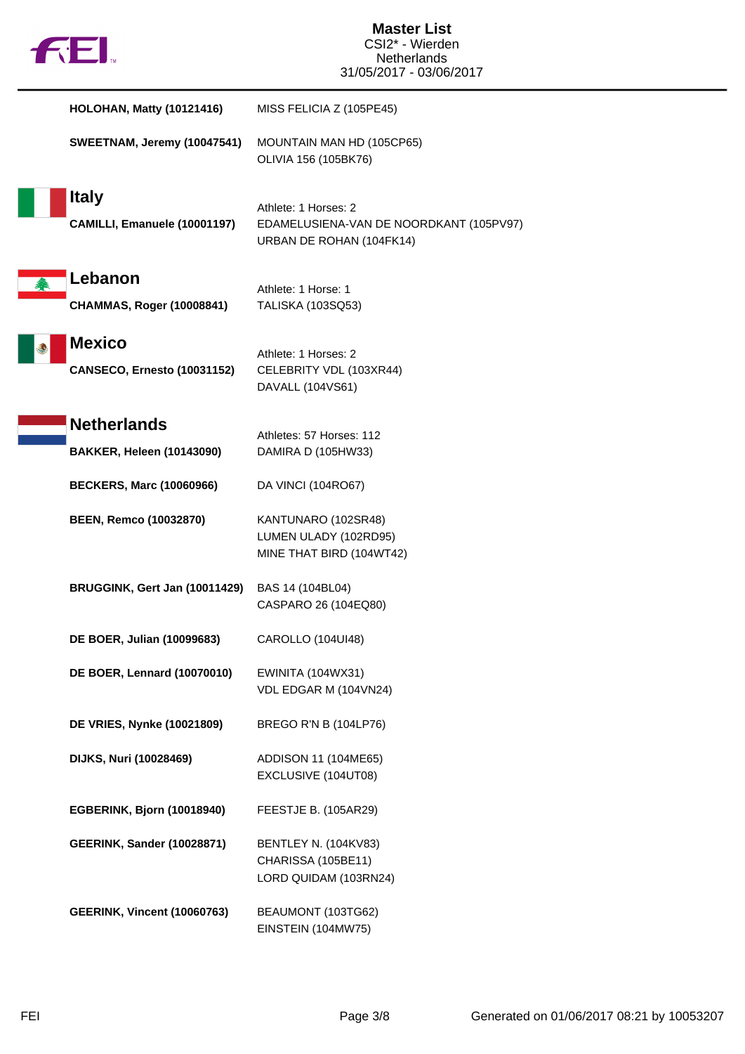| Athlete | Horses |
|---|---|
| **HOLOHAN, Matty (10121416)** | MISS FELICIA Z (105PE45) |
| **SWEETNAM, Jeremy (10047541)** | MOUNTAIN MAN HD (105CP65)<br>OLIVIA 156 (105BK76) |

## Italy

Athlete: 1 Horses: 2

| Athlete | Horses |
|---|---|
| **CAMILLI, Emanuele (10001197)** | EDAMELUSIENA-VAN DE NOORDKANT (105PV97)<br>URBAN DE ROHAN (104FK14) |

## Lebanon

Athlete: 1 Horse: 1

| Athlete | Horses |
|---|---|
| **CHAMMAS, Roger (10008841)** | TALISKA (103SQ53) |

## Mexico

Athlete: 1 Horses: 2

| Athlete | Horses |
|---|---|
| **CANSECO, Ernesto (10031152)** | CELEBRITY VDL (103XR44)<br>DAVALL (104VS61) |

## Netherlands

Athletes: 57 Horses: 112

| Athlete | Horses |
|---|---|
| **BAKKER, Heleen (10143090)** | DAMIRA D (105HW33) |
| **BECKERS, Marc (10060966)** | DA VINCI (104RO67) |
| **BEEN, Remco (10032870)** | KANTUNARO (102SR48)<br>LUMEN ULADY (102RD95)<br>MINE THAT BIRD (104WT42) |
| **BRUGGINK, Gert Jan (10011429)** | BAS 14 (104BL04)<br>CASPARO 26 (104EQ80) |
| **DE BOER, Julian (10099683)** | CAROLLO (104UI48) |
| **DE BOER, Lennard (10070010)** | EWINITA (104WX31)<br>VDL EDGAR M (104VN24) |
| **DE VRIES, Nynke (10021809)** | BREGO R'N B (104LP76) |
| **DIJKS, Nuri (10028469)** | ADDISON 11 (104ME65)<br>EXCLUSIVE (104UT08) |
| **EGBERINK, Bjorn (10018940)** | FEESTJE B. (105AR29) |
| **GEERINK, Sander (10028871)** | BENTLEY N. (104KV83)<br>CHARISSA (105BE11)<br>LORD QUIDAM (103RN24) |
| **GEERINK, Vincent (10060763)** | BEAUMONT (103TG62)<br>EINSTEIN (104MW75) |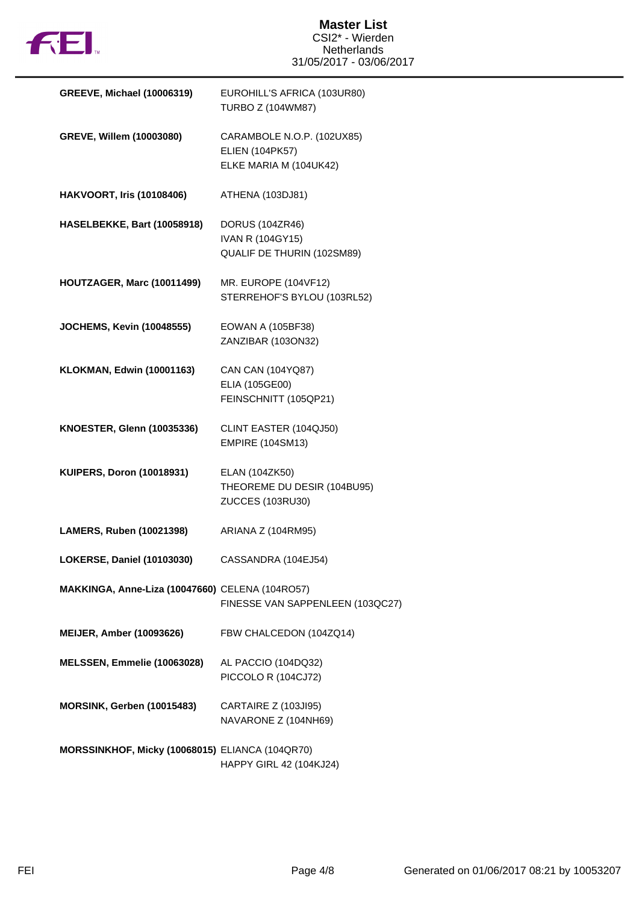# Master List

CSI2* - Wierden
Netherlands
31/05/2017 - 03/06/2017

| Rider | Horses |
| --- | --- |
| **GREEVE, Michael (10006319)** | EUROHILL'S AFRICA (103UR80)<br>TURBO Z (104WM87) |
| **GREVE, Willem (10003080)** | CARAMBOLE N.O.P. (102UX85)<br>ELIEN (104PK57)<br>ELKE MARIA M (104UK42) |
| **HAKVOORT, Iris (10108406)** | ATHENA (103DJ81) |
| **HASELBEKKE, Bart (10058918)** | DORUS (104ZR46)<br>IVAN R (104GY15)<br>QUALIF DE THURIN (102SM89) |
| **HOUTZAGER, Marc (10011499)** | MR. EUROPE (104VF12)<br>STERREHOF'S BYLOU (103RL52) |
| **JOCHEMS, Kevin (10048555)** | EOWAN A (105BF38)<br>ZANZIBAR (103ON32) |
| **KLOKMAN, Edwin (10001163)** | CAN CAN (104YQ87)<br>ELIA (105GE00)<br>FEINSCHNITT (105QP21) |
| **KNOESTER, Glenn (10035336)** | CLINT EASTER (104QJ50)<br>EMPIRE (104SM13) |
| **KUIPERS, Doron (10018931)** | ELAN (104ZK50)<br>THEOREME DU DESIR (104BU95)<br>ZUCCES (103RU30) |
| **LAMERS, Ruben (10021398)** | ARIANA Z (104RM95) |
| **LOKERSE, Daniel (10103030)** | CASSANDRA (104EJ54) |
| **MAKKINGA, Anne-Liza (10047660)** | CELENA (104RO57)<br>FINESSE VAN SAPPENLEEN (103QC27) |
| **MEIJER, Amber (10093626)** | FBW CHALCEDON (104ZQ14) |
| **MELSSEN, Emmelie (10063028)** | AL PACCIO (104DQ32)<br>PICCOLO R (104CJ72) |
| **MORSINK, Gerben (10015483)** | CARTAIRE Z (103JI95)<br>NAVARONE Z (104NH69) |
| **MORSSINKHOF, Micky (10068015)** | ELIANCA (104QR70)<br>HAPPY GIRL 42 (104KJ24) |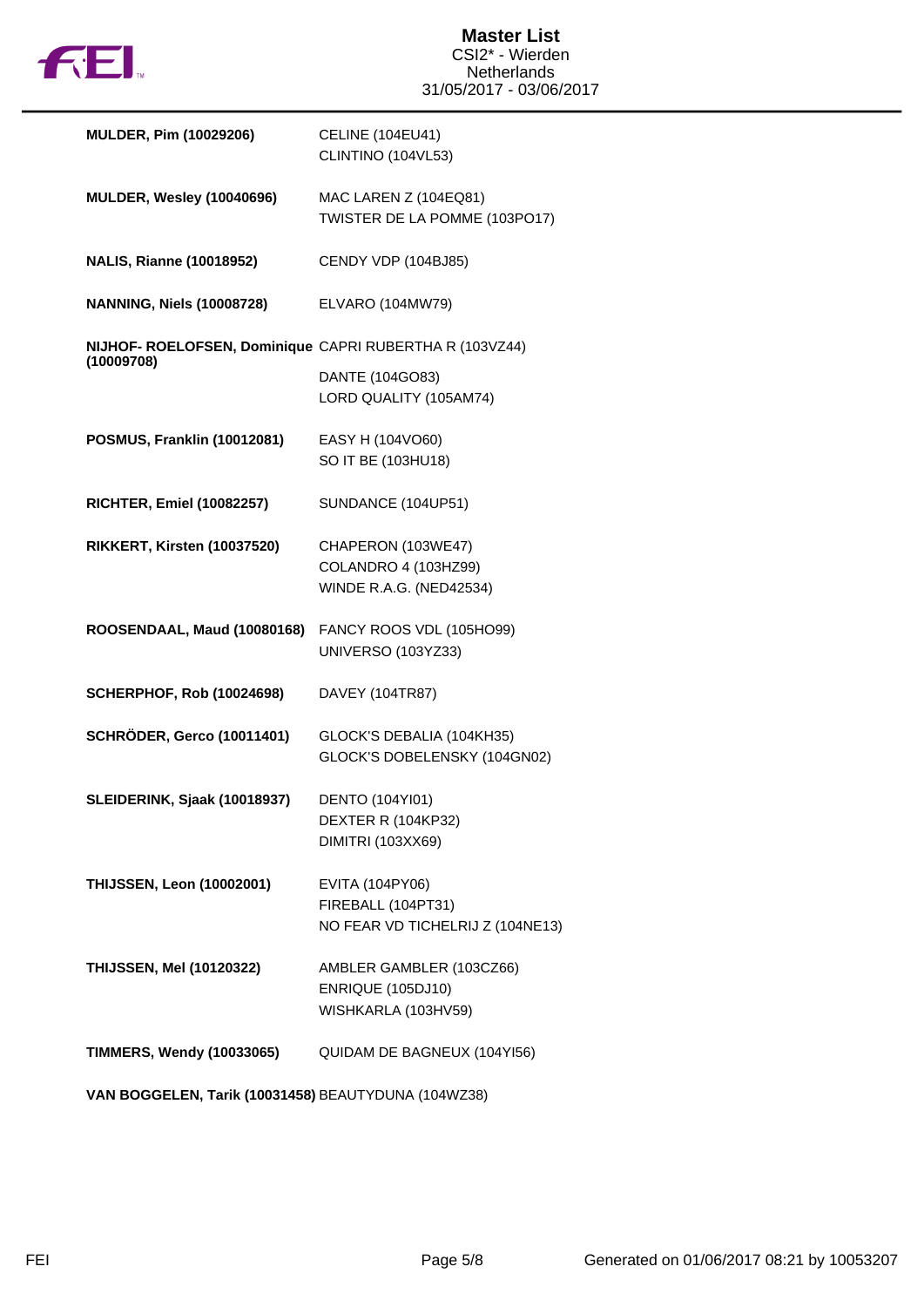| Rider | Horses |
| --- | --- |
| **MULDER, Pim (10029206)** | CELINE (104EU41)<br>CLINTINO (104VL53) |
| **MULDER, Wesley (10040696)** | MAC LAREN Z (104EQ81)<br>TWISTER DE LA POMME (103PO17) |
| **NALIS, Rianne (10018952)** | CENDY VDP (104BJ85) |
| **NANNING, Niels (10008728)** | ELVARO (104MW79) |
| **NIJHOF- ROELOFSEN, Dominique (10009708)** | CAPRI RUBERTHA R (103VZ44)<br>DANTE (104GO83)<br>LORD QUALITY (105AM74) |
| **POSMUS, Franklin (10012081)** | EASY H (104VO60)<br>SO IT BE (103HU18) |
| **RICHTER, Emiel (10082257)** | SUNDANCE (104UP51) |
| **RIKKERT, Kirsten (10037520)** | CHAPERON (103WE47)<br>COLANDRO 4 (103HZ99)<br>WINDE R.A.G. (NED42534) |
| **ROOSENDAAL, Maud (10080168)** | FANCY ROOS VDL (105HO99)<br>UNIVERSO (103YZ33) |
| **SCHERPHOF, Rob (10024698)** | DAVEY (104TR87) |
| **SCHRÖDER, Gerco (10011401)** | GLOCK'S DEBALIA (104KH35)<br>GLOCK'S DOBELENSKY (104GN02) |
| **SLEIDERINK, Sjaak (10018937)** | DENTO (104YI01)<br>DEXTER R (104KP32)<br>DIMITRI (103XX69) |
| **THIJSSEN, Leon (10002001)** | EVITA (104PY06)<br>FIREBALL (104PT31)<br>NO FEAR VD TICHELRIJ Z (104NE13) |
| **THIJSSEN, Mel (10120322)** | AMBLER GAMBLER (103CZ66)<br>ENRIQUE (105DJ10)<br>WISHKARLA (103HV59) |
| **TIMMERS, Wendy (10033065)** | QUIDAM DE BAGNEUX (104YI56) |
| **VAN BOGGELEN, Tarik (10031458)** | BEAUTYDUNA (104WZ38) |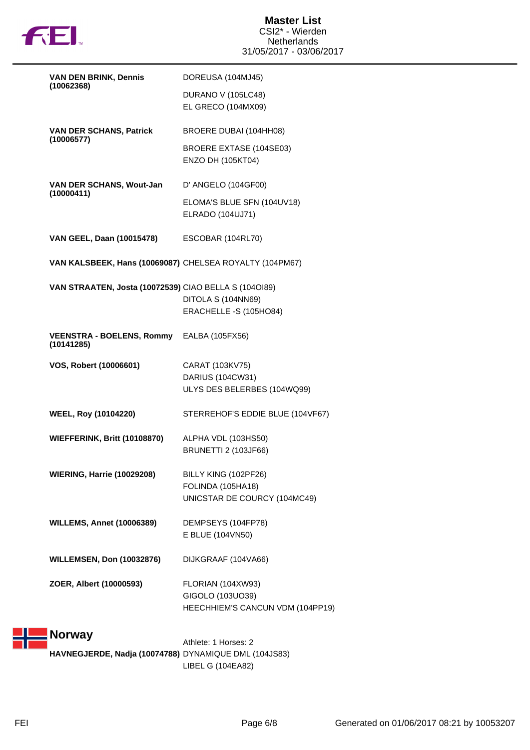| Athlete | Horses |
|---|---|
| **VAN DEN BRINK, Dennis (10062368)** | DOREUSA (104MJ45) |
| | DURANO V (105LC48) |
| | EL GRECO (104MX09) |
| **VAN DER SCHANS, Patrick (10006577)** | BROERE DUBAI (104HH08) |
| | BROERE EXTASE (104SE03) |
| | ENZO DH (105KT04) |
| **VAN DER SCHANS, Wout-Jan (10000411)** | D' ANGELO (104GF00) |
| | ELOMA'S BLUE SFN (104UV18) |
| | ELRADO (104UJ71) |
| **VAN GEEL, Daan (10015478)** | ESCOBAR (104RL70) |
| **VAN KALSBEEK, Hans (10069087)** | CHELSEA ROYALTY (104PM67) |
| **VAN STRAATEN, Josta (10072539)** | CIAO BELLA S (104OI89) |
| | DITOLA S (104NN69) |
| | ERACHELLE -S (105HO84) |
| **VEENSTRA - BOELENS, Rommy (10141285)** | EALBA (105FX56) |
| **VOS, Robert (10006601)** | CARAT (103KV75) |
| | DARIUS (104CW31) |
| | ULYS DES BELERBES (104WQ99) |
| **WEEL, Roy (10104220)** | STERREHOF'S EDDIE BLUE (104VF67) |
| **WIEFFERINK, Britt (10108870)** | ALPHA VDL (103HS50) |
| | BRUNETTI 2 (103JF66) |
| **WIERING, Harrie (10029208)** | BILLY KING (102PF26) |
| | FOLINDA (105HA18) |
| | UNICSTAR DE COURCY (104MC49) |
| **WILLEMS, Annet (10006389)** | DEMPSEYS (104FP78) |
| | E BLUE (104VN50) |
| **WILLEMSEN, Don (10032876)** | DIJKGRAAF (104VA66) |
| **ZOER, Albert (10000593)** | FLORIAN (104XW93) |
| | GIGOLO (103UO39) |
| | HEECHHIEM'S CANCUN VDM (104PP19) |

## Norway

Athlete: 1 Horses: 2

| Athlete | Horses |
|---|---|
| **HAVNEGJERDE, Nadja (10074788)** | DYNAMIQUE DML (104JS83) |
| | LIBEL G (104EA82) |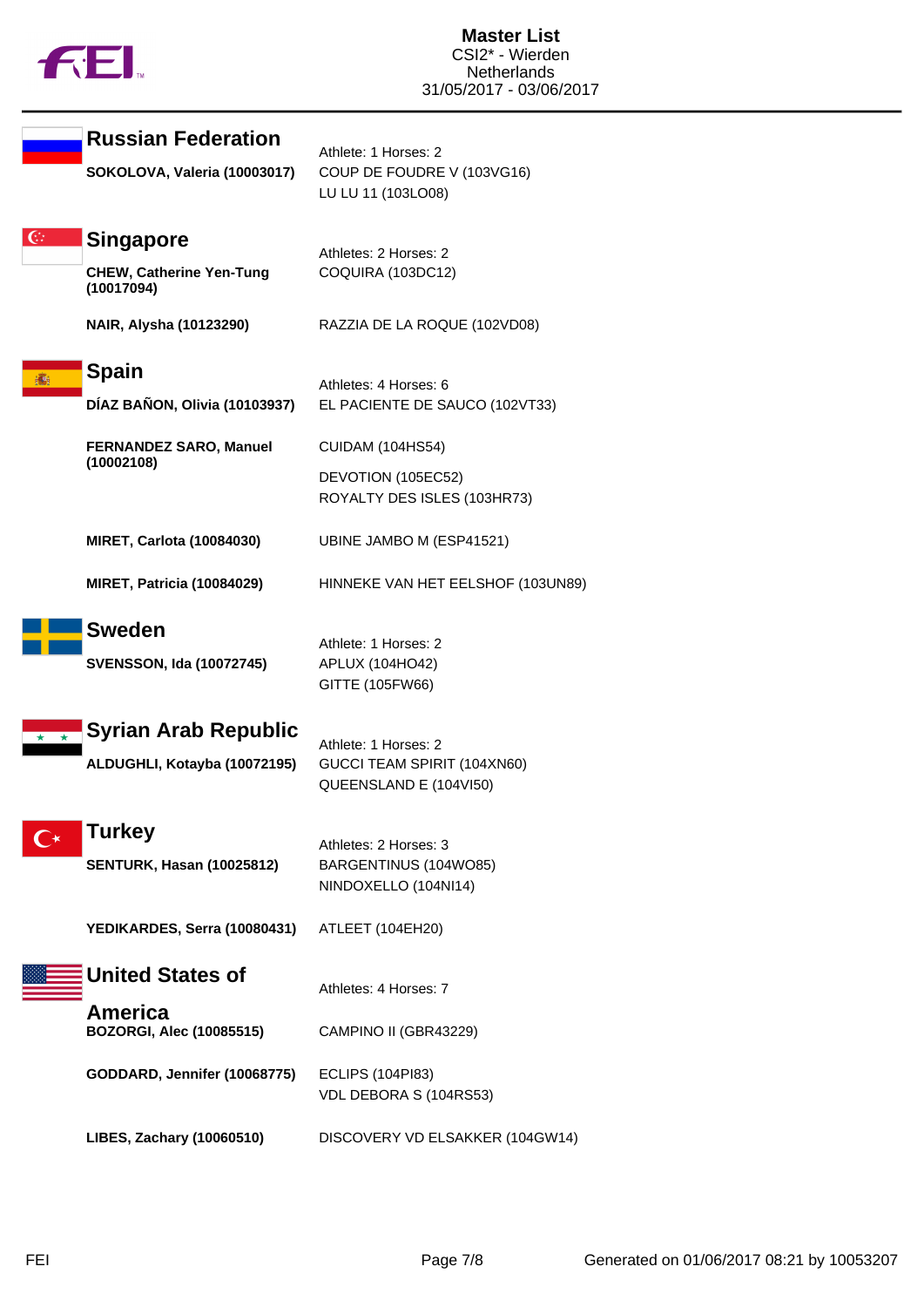## Russian Federation

**SOKOLOVA, Valeria (10003017)**

Athlete: 1 Horses: 2
COUP DE FOUDRE V (103VG16)
LU LU 11 (103LO08)

## Singapore

Athletes: 2 Horses: 2

**CHEW, Catherine Yen-Tung (10017094)**

COQUIRA (103DC12)

**NAIR, Alysha (10123290)**

RAZZIA DE LA ROQUE (102VD08)

## Spain

Athletes: 4 Horses: 6

**DÍAZ BAÑON, Olivia (10103937)**

EL PACIENTE DE SAUCO (102VT33)

**FERNANDEZ SARO, Manuel (10002108)**

CUIDAM (104HS54)
DEVOTION (105EC52)
ROYALTY DES ISLES (103HR73)

**MIRET, Carlota (10084030)**

UBINE JAMBO M (ESP41521)

**MIRET, Patricia (10084029)**

HINNEKE VAN HET EELSHOF (103UN89)

## Sweden

**SVENSSON, Ida (10072745)**

Athlete: 1 Horses: 2
APLUX (104HO42)
GITTE (105FW66)

## Syrian Arab Republic

**ALDUGHLI, Kotayba (10072195)**

Athlete: 1 Horses: 2
GUCCI TEAM SPIRIT (104XN60)
QUEENSLAND E (104VI50)

## Turkey

Athletes: 2 Horses: 3

**SENTURK, Hasan (10025812)**

BARGENTINUS (104WO85)
NINDOXELLO (104NI14)

**YEDIKARDES, Serra (10080431)**

ATLEET (104EH20)

## United States of America

Athletes: 4 Horses: 7

**BOZORGI, Alec (10085515)**

CAMPINO II (GBR43229)

**GODDARD, Jennifer (10068775)**

ECLIPS (104PI83)
VDL DEBORA S (104RS53)

**LIBES, Zachary (10060510)**

DISCOVERY VD ELSAKKER (104GW14)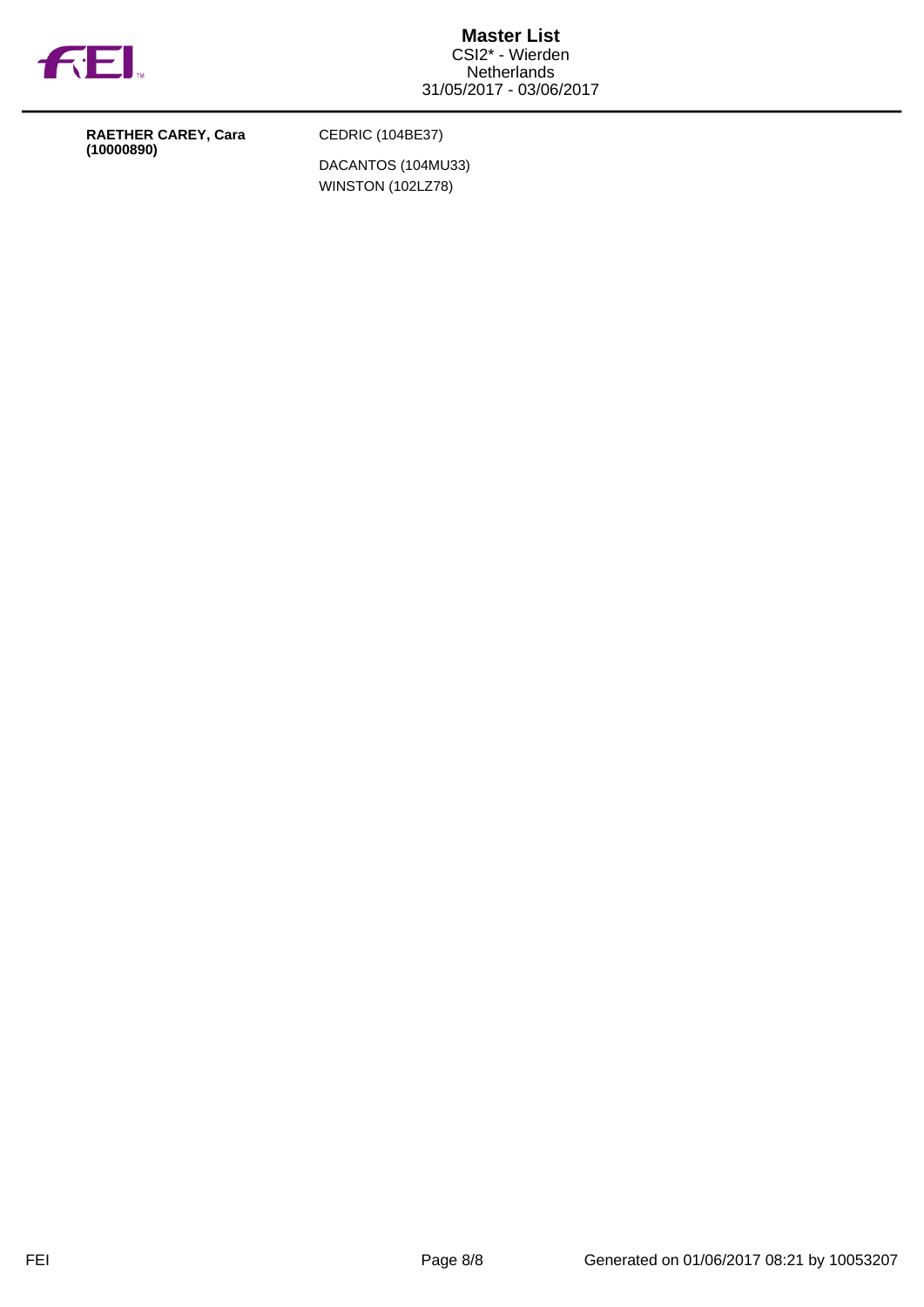| | |
|---|---|
| **RAETHER CAREY, Cara (10000890)** | CEDRIC (104BE37) |
| | DACANTOS (104MU33) |
| | WINSTON (102LZ78) |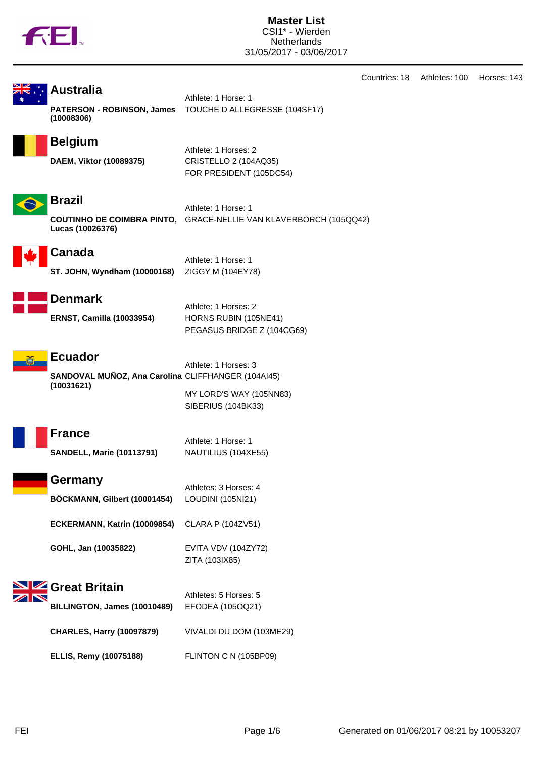# Master List

CSI1* - Wierden
Netherlands
31/05/2017 - 03/06/2017

Countries: 18 Athletes: 100 Horses: 143

## Australia

Athlete: 1 Horse: 1

| Athlete | Horses |
|---|---|
| **PATERSON - ROBINSON, James (10008306)** | TOUCHE D ALLEGRESSE (104SF17) |

## Belgium

Athlete: 1 Horses: 2

| Athlete | Horses |
|---|---|
| **DAEM, Viktor (10089375)** | CRISTELLO 2 (104AQ35)<br>FOR PRESIDENT (105DC54) |

## Brazil

Athlete: 1 Horse: 1

| Athlete | Horses |
|---|---|
| **COUTINHO DE COIMBRA PINTO, Lucas (10026376)** | GRACE-NELLIE VAN KLAVERBORCH (105QQ42) |

## Canada

Athlete: 1 Horse: 1

| Athlete | Horses |
|---|---|
| **ST. JOHN, Wyndham (10000168)** | ZIGGY M (104EY78) |

## Denmark

Athlete: 1 Horses: 2

| Athlete | Horses |
|---|---|
| **ERNST, Camilla (10033954)** | HORNS RUBIN (105NE41)<br>PEGASUS BRIDGE Z (104CG69) |

## Ecuador

Athlete: 1 Horses: 3

| Athlete | Horses |
|---|---|
| **SANDOVAL MUÑOZ, Ana Carolina (10031621)** | CLIFFHANGER (104AI45)<br>MY LORD'S WAY (105NN83)<br>SIBERIUS (104BK33) |

## France

Athlete: 1 Horse: 1

| Athlete | Horses |
|---|---|
| **SANDELL, Marie (10113791)** | NAUTILIUS (104XE55) |

## Germany

Athletes: 3 Horses: 4

| Athlete | Horses |
|---|---|
| **BÖCKMANN, Gilbert (10001454)** | LOUDINI (105NI21) |
| **ECKERMANN, Katrin (10009854)** | CLARA P (104ZV51) |
| **GOHL, Jan (10035822)** | EVITA VDV (104ZY72)<br>ZITA (103IX85) |

## Great Britain

Athletes: 5 Horses: 5

| Athlete | Horses |
|---|---|
| **BILLINGTON, James (10010489)** | EFODEA (105OQ21) |
| **CHARLES, Harry (10097879)** | VIVALDI DU DOM (103ME29) |
| **ELLIS, Remy (10075188)** | FLINTON C N (105BP09) |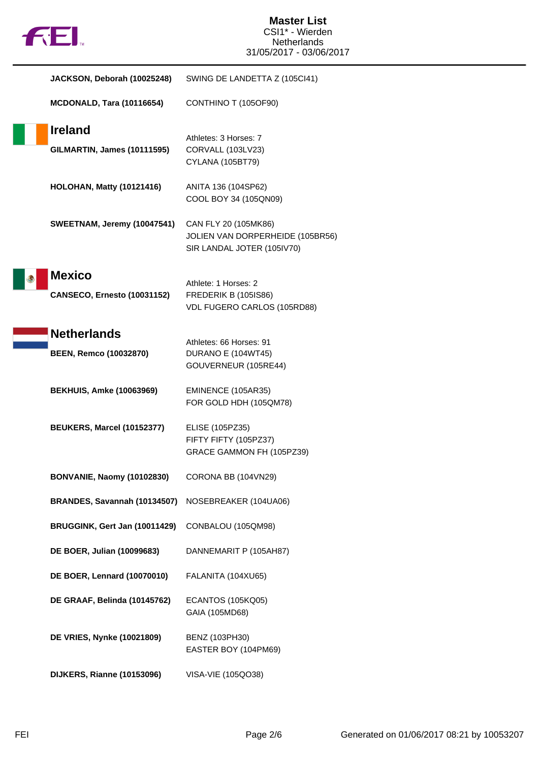| Athlete | Horses |
| --- | --- |
| **JACKSON, Deborah (10025248)** | SWING DE LANDETTA Z (105CI41) |
| **MCDONALD, Tara (10116654)** | CONTHINO T (105OF90) |

## Ireland

Athletes: 3 Horses: 7

| Athlete | Horses |
| --- | --- |
| **GILMARTIN, James (10111595)** | CORVALL (103LV23)<br>CYLANA (105BT79) |
| **HOLOHAN, Matty (10121416)** | ANITA 136 (104SP62)<br>COOL BOY 34 (105QN09) |
| **SWEETNAM, Jeremy (10047541)** | CAN FLY 20 (105MK86)<br>JOLIEN VAN DORPERHEIDE (105BR56)<br>SIR LANDAL JOTER (105IV70) |

## Mexico

Athlete: 1 Horses: 2

| Athlete | Horses |
| --- | --- |
| **CANSECO, Ernesto (10031152)** | FREDERIK B (105IS86)<br>VDL FUGERO CARLOS (105RD88) |

## Netherlands

Athletes: 66 Horses: 91

| Athlete | Horses |
| --- | --- |
| **BEEN, Remco (10032870)** | DURANO E (104WT45)<br>GOUVERNEUR (105RE44) |
| **BEKHUIS, Amke (10063969)** | EMINENCE (105AR35)<br>FOR GOLD HDH (105QM78) |
| **BEUKERS, Marcel (10152377)** | ELISE (105PZ35)<br>FIFTY FIFTY (105PZ37)<br>GRACE GAMMON FH (105PZ39) |
| **BONVANIE, Naomy (10102830)** | CORONA BB (104VN29) |
| **BRANDES, Savannah (10134507)** | NOSEBREAKER (104UA06) |
| **BRUGGINK, Gert Jan (10011429)** | CONBALOU (105QM98) |
| **DE BOER, Julian (10099683)** | DANNEMARIT P (105AH87) |
| **DE BOER, Lennard (10070010)** | FALANITA (104XU65) |
| **DE GRAAF, Belinda (10145762)** | ECANTOS (105KQ05)<br>GAIA (105MD68) |
| **DE VRIES, Nynke (10021809)** | BENZ (103PH30)<br>EASTER BOY (104PM69) |
| **DIJKERS, Rianne (10153096)** | VISA-VIE (105QO38) |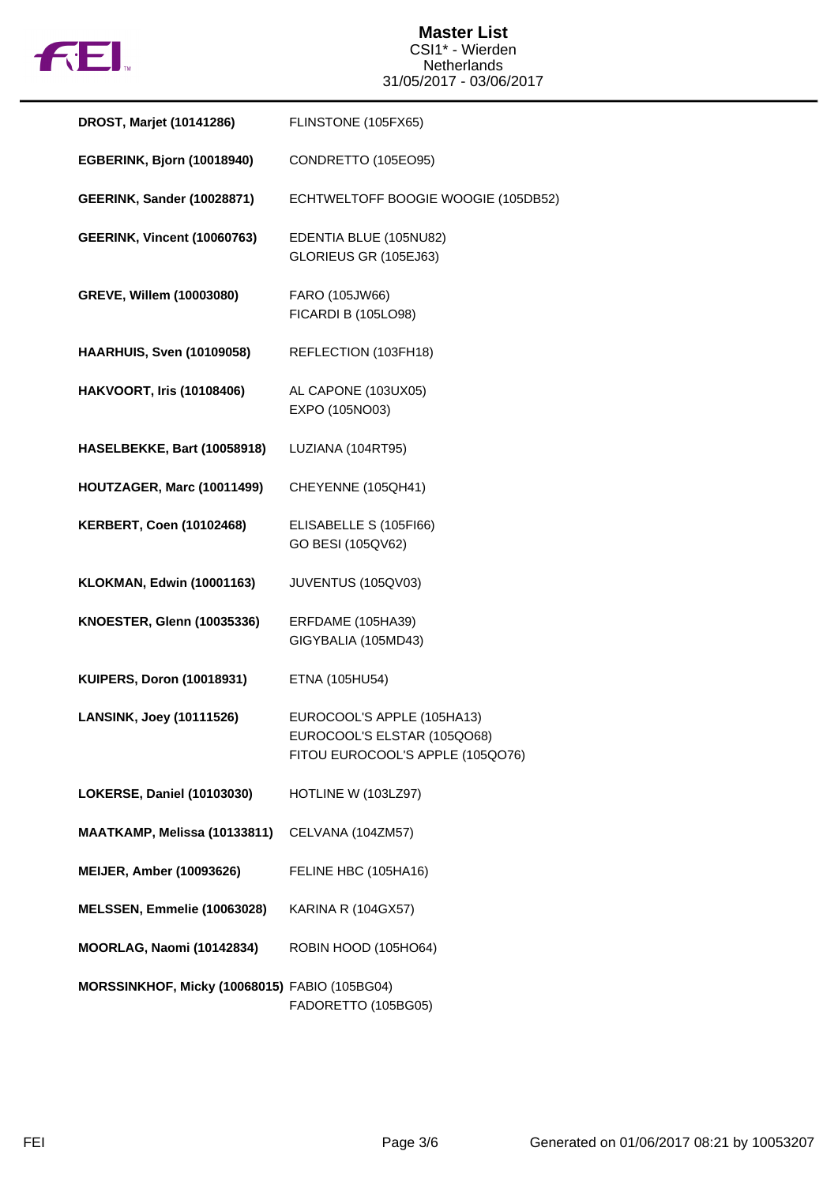**Master List**
CSI1* - Wierden
Netherlands
31/05/2017 - 03/06/2017

| Rider | Horses |
|---|---|
| **DROST, Marjet (10141286)** | FLINSTONE (105FX65) |
| **EGBERINK, Bjorn (10018940)** | CONDRETTO (105EO95) |
| **GEERINK, Sander (10028871)** | ECHTWELTOFF BOOGIE WOOGIE (105DB52) |
| **GEERINK, Vincent (10060763)** | EDENTIA BLUE (105NU82)<br>GLORIEUS GR (105EJ63) |
| **GREVE, Willem (10003080)** | FARO (105JW66)<br>FICARDI B (105LO98) |
| **HAARHUIS, Sven (10109058)** | REFLECTION (103FH18) |
| **HAKVOORT, Iris (10108406)** | AL CAPONE (103UX05)<br>EXPO (105NO03) |
| **HASELBEKKE, Bart (10058918)** | LUZIANA (104RT95) |
| **HOUTZAGER, Marc (10011499)** | CHEYENNE (105QH41) |
| **KERBERT, Coen (10102468)** | ELISABELLE S (105FI66)<br>GO BESI (105QV62) |
| **KLOKMAN, Edwin (10001163)** | JUVENTUS (105QV03) |
| **KNOESTER, Glenn (10035336)** | ERFDAME (105HA39)<br>GIGYBALIA (105MD43) |
| **KUIPERS, Doron (10018931)** | ETNA (105HU54) |
| **LANSINK, Joey (10111526)** | EUROCOOL'S APPLE (105HA13)<br>EUROCOOL'S ELSTAR (105QO68)<br>FITOU EUROCOOL'S APPLE (105QO76) |
| **LOKERSE, Daniel (10103030)** | HOTLINE W (103LZ97) |
| **MAATKAMP, Melissa (10133811)** | CELVANA (104ZM57) |
| **MEIJER, Amber (10093626)** | FELINE HBC (105HA16) |
| **MELSSEN, Emmelie (10063028)** | KARINA R (104GX57) |
| **MOORLAG, Naomi (10142834)** | ROBIN HOOD (105HO64) |
| **MORSSINKHOF, Micky (10068015)** | FABIO (105BG04)<br>FADORETTO (105BG05) |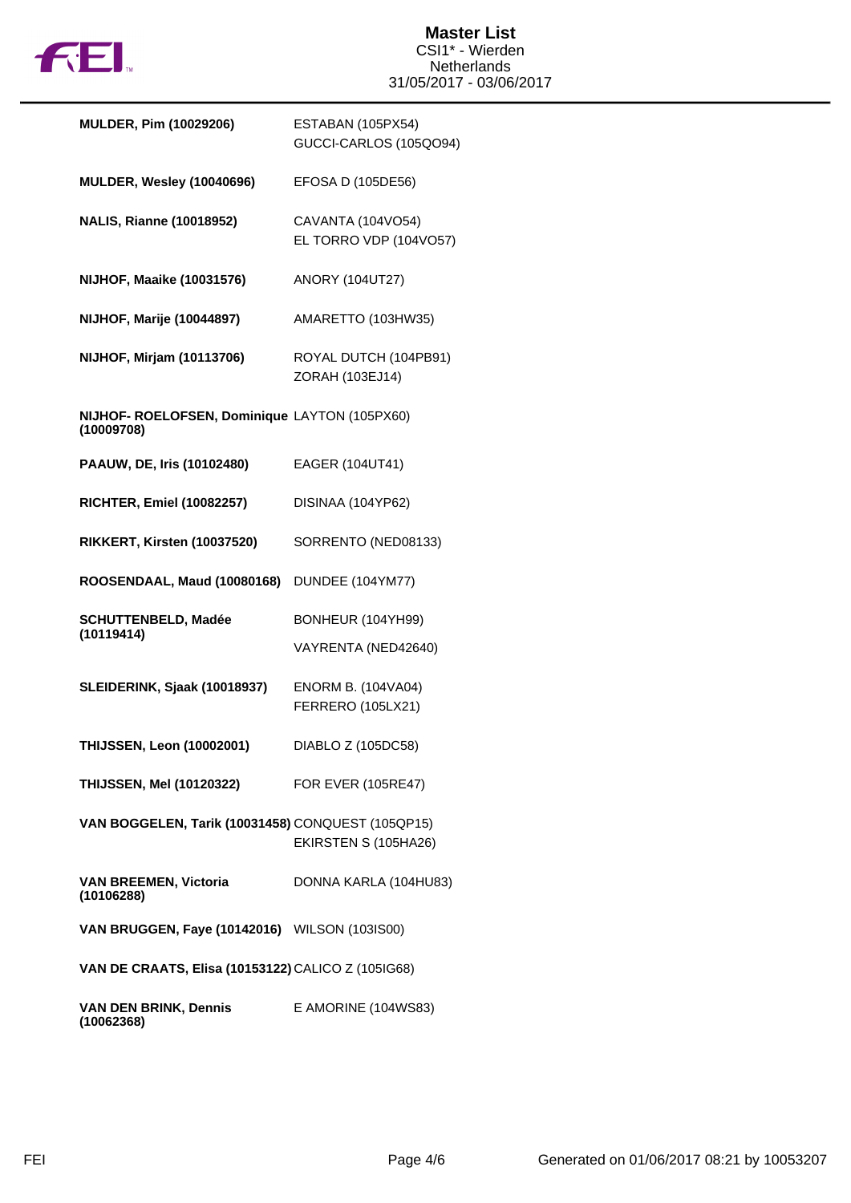# Master List

CSI1* - Wierden
Netherlands
31/05/2017 - 03/06/2017

| Rider | Horses |
|---|---|
| **MULDER, Pim (10029206)** | ESTABAN (105PX54)<br>GUCCI-CARLOS (105QO94) |
| **MULDER, Wesley (10040696)** | EFOSA D (105DE56) |
| **NALIS, Rianne (10018952)** | CAVANTA (104VO54)<br>EL TORRO VDP (104VO57) |
| **NIJHOF, Maaike (10031576)** | ANORY (104UT27) |
| **NIJHOF, Marije (10044897)** | AMARETTO (103HW35) |
| **NIJHOF, Mirjam (10113706)** | ROYAL DUTCH (104PB91)<br>ZORAH (103EJ14) |
| **NIJHOF- ROELOFSEN, Dominique (10009708)** | LAYTON (105PX60) |
| **PAAUW, DE, Iris (10102480)** | EAGER (104UT41) |
| **RICHTER, Emiel (10082257)** | DISINAA (104YP62) |
| **RIKKERT, Kirsten (10037520)** | SORRENTO (NED08133) |
| **ROOSENDAAL, Maud (10080168)** | DUNDEE (104YM77) |
| **SCHUTTENBELD, Madée (10119414)** | BONHEUR (104YH99)<br>VAYRENTA (NED42640) |
| **SLEIDERINK, Sjaak (10018937)** | ENORM B. (104VA04)<br>FERRERO (105LX21) |
| **THIJSSEN, Leon (10002001)** | DIABLO Z (105DC58) |
| **THIJSSEN, Mel (10120322)** | FOR EVER (105RE47) |
| **VAN BOGGELEN, Tarik (10031458)** | CONQUEST (105QP15)<br>EKIRSTEN S (105HA26) |
| **VAN BREEMEN, Victoria (10106288)** | DONNA KARLA (104HU83) |
| **VAN BRUGGEN, Faye (10142016)** | WILSON (103IS00) |
| **VAN DE CRAATS, Elisa (10153122)** | CALICO Z (105IG68) |
| **VAN DEN BRINK, Dennis (10062368)** | E AMORINE (104WS83) |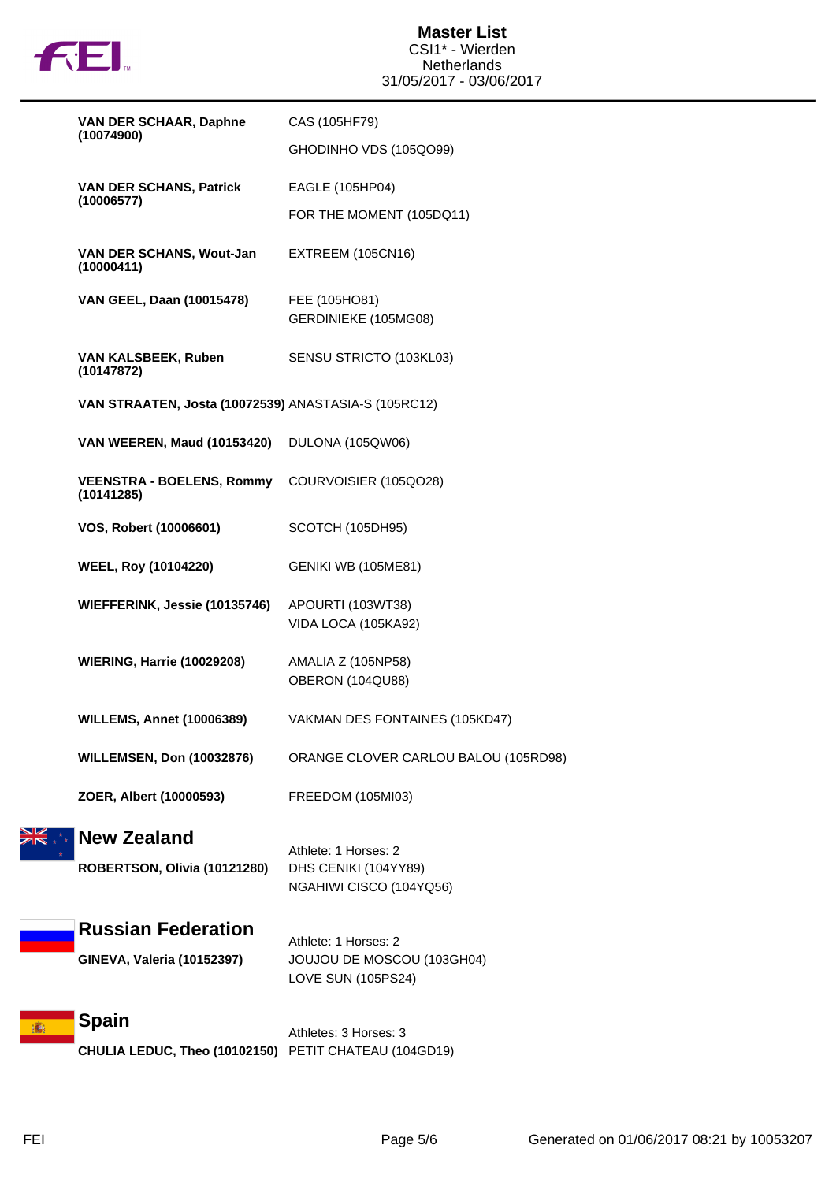| Athlete | Horses |
| --- | --- |
| **VAN DER SCHAAR, Daphne (10074900)** | CAS (105HF79)<br>GHODINHO VDS (105QO99) |
| **VAN DER SCHANS, Patrick (10006577)** | EAGLE (105HP04)<br>FOR THE MOMENT (105DQ11) |
| **VAN DER SCHANS, Wout-Jan (10000411)** | EXTREEM (105CN16) |
| **VAN GEEL, Daan (10015478)** | FEE (105HO81)<br>GERDINIEKE (105MG08) |
| **VAN KALSBEEK, Ruben (10147872)** | SENSU STRICTO (103KL03) |
| **VAN STRAATEN, Josta (10072539)** | ANASTASIA-S (105RC12) |
| **VAN WEEREN, Maud (10153420)** | DULONA (105QW06) |
| **VEENSTRA - BOELENS, Rommy (10141285)** | COURVOISIER (105QO28) |
| **VOS, Robert (10006601)** | SCOTCH (105DH95) |
| **WEEL, Roy (10104220)** | GENIKI WB (105ME81) |
| **WIEFFERINK, Jessie (10135746)** | APOURTI (103WT38)<br>VIDA LOCA (105KA92) |
| **WIERING, Harrie (10029208)** | AMALIA Z (105NP58)<br>OBERON (104QU88) |
| **WILLEMS, Annet (10006389)** | VAKMAN DES FONTAINES (105KD47) |
| **WILLEMSEN, Don (10032876)** | ORANGE CLOVER CARLOU BALOU (105RD98) |
| **ZOER, Albert (10000593)** | FREEDOM (105MI03) |

## New Zealand

Athlete: 1 Horses: 2

| Athlete | Horses |
| --- | --- |
| **ROBERTSON, Olivia (10121280)** | DHS CENIKI (104YY89)<br>NGAHIWI CISCO (104YQ56) |

## Russian Federation

Athlete: 1 Horses: 2

| Athlete | Horses |
| --- | --- |
| **GINEVA, Valeria (10152397)** | JOUJOU DE MOSCOU (103GH04)<br>LOVE SUN (105PS24) |

## Spain

Athletes: 3 Horses: 3

| Athlete | Horses |
| --- | --- |
| **CHULIA LEDUC, Theo (10102150)** | PETIT CHATEAU (104GD19) |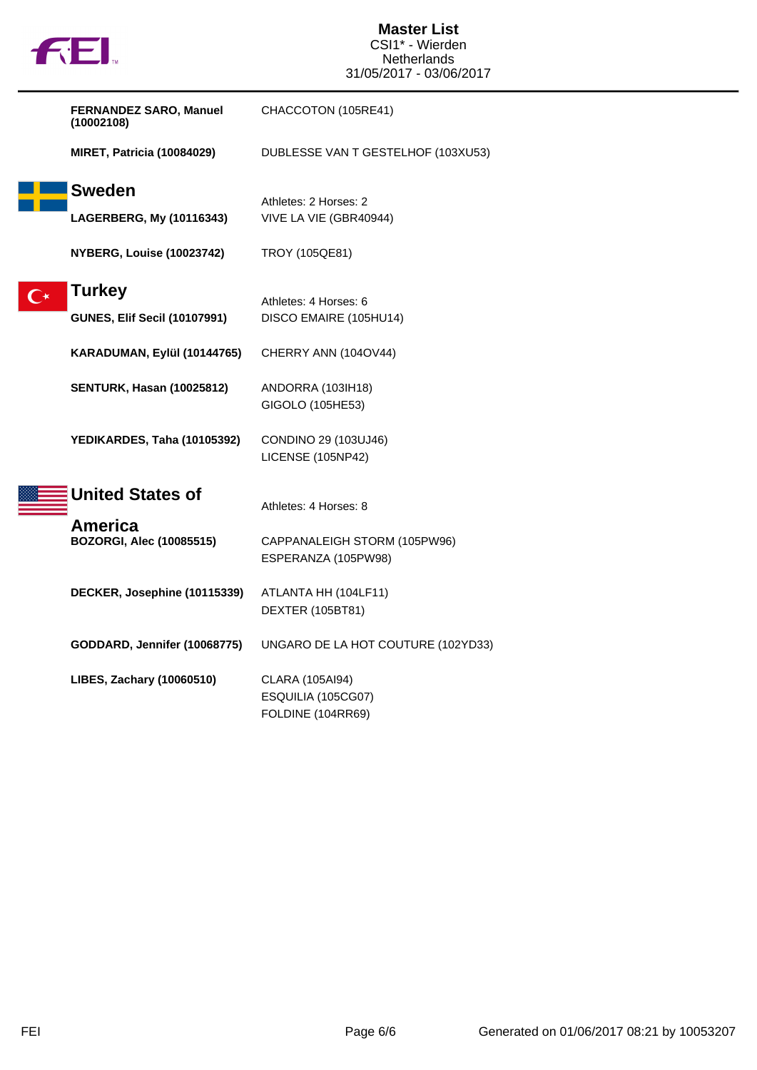| | |
|---|---|
| **FERNANDEZ SARO, Manuel (10002108)** | CHACCOTON (105RE41) |
| **MIRET, Patricia (10084029)** | DUBLESSE VAN T GESTELHOF (103XU53) |

## Sweden

| | |
|---|---|
| | Athletes: 2 Horses: 2 |
| **LAGERBERG, My (10116343)** | VIVE LA VIE (GBR40944) |
| **NYBERG, Louise (10023742)** | TROY (105QE81) |

## Turkey

| | |
|---|---|
| | Athletes: 4 Horses: 6 |
| **GUNES, Elif Secil (10107991)** | DISCO EMAIRE (105HU14) |
| **KARADUMAN, Eylül (10144765)** | CHERRY ANN (104OV44) |
| **SENTURK, Hasan (10025812)** | ANDORRA (103IH18)<br>GIGOLO (105HE53) |
| **YEDIKARDES, Taha (10105392)** | CONDINO 29 (103UJ46)<br>LICENSE (105NP42) |

## United States of America

| | |
|---|---|
| | Athletes: 4 Horses: 8 |
| **BOZORGI, Alec (10085515)** | CAPPANALEIGH STORM (105PW96)<br>ESPERANZA (105PW98) |
| **DECKER, Josephine (10115339)** | ATLANTA HH (104LF11)<br>DEXTER (105BT81) |
| **GODDARD, Jennifer (10068775)** | UNGARO DE LA HOT COUTURE (102YD33) |
| **LIBES, Zachary (10060510)** | CLARA (105AI94)<br>ESQUILIA (105CG07)<br>FOLDINE (104RR69) |